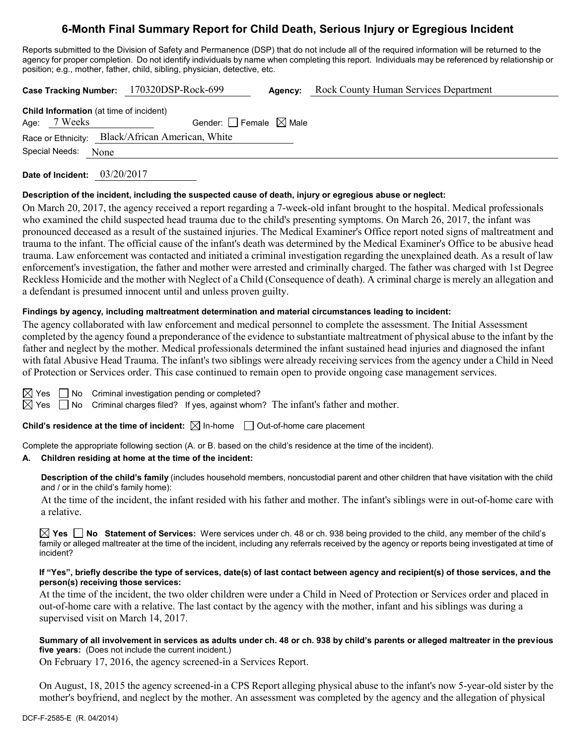# 6-Month Final Summary Report for Child Death, Serious Injury or Egregious Incident

Reports submitted to the Division of Safety and Permanence (DSP) that do not include all of the required information will be returned to the agency for proper completion. Do not identify individuals by name when completing this report. Individuals may be referenced by relationship or position; e.g., mother, father, child, sibling, physician, detective, etc.

**Case Tracking Number:** 170320DSP-Rock-699 **Agency:** Rock County Human Services Department

**Child Information** (at time of incident)
Age: 7 Weeks Gender: ☐ Female ☒ Male
Race or Ethnicity: Black/African American, White
Special Needs: None

**Date of Incident:** 03/20/2017

**Description of the incident, including the suspected cause of death, injury or egregious abuse or neglect:**

On March 20, 2017, the agency received a report regarding a 7-week-old infant brought to the hospital. Medical professionals who examined the child suspected head trauma due to the child's presenting symptoms. On March 26, 2017, the infant was pronounced deceased as a result of the sustained injuries. The Medical Examiner's Office report noted signs of maltreatment and trauma to the infant. The official cause of the infant's death was determined by the Medical Examiner's Office to be abusive head trauma. Law enforcement was contacted and initiated a criminal investigation regarding the unexplained death. As a result of law enforcement's investigation, the father and mother were arrested and criminally charged. The father was charged with 1st Degree Reckless Homicide and the mother with Neglect of a Child (Consequence of death). A criminal charge is merely an allegation and a defendant is presumed innocent until and unless proven guilty.

**Findings by agency, including maltreatment determination and material circumstances leading to incident:**

The agency collaborated with law enforcement and medical personnel to complete the assessment. The Initial Assessment completed by the agency found a preponderance of the evidence to substantiate maltreatment of physical abuse to the infant by the father and neglect by the mother. Medical professionals determined the infant sustained head injuries and diagnosed the infant with fatal Abusive Head Trauma. The infant's two siblings were already receiving services from the agency under a Child in Need of Protection or Services order. This case continued to remain open to provide ongoing case management services.

☒ Yes ☐ No Criminal investigation pending or completed?
☒ Yes ☐ No Criminal charges filed? If yes, against whom? The infant's father and mother.

**Child's residence at the time of incident:** ☒ In-home ☐ Out-of-home care placement

Complete the appropriate following section (A. or B. based on the child's residence at the time of the incident).

**A. Children residing at home at the time of the incident:**

**Description of the child's family** (includes household members, noncustodial parent and other children that have visitation with the child and / or in the child's family home):

At the time of the incident, the infant resided with his father and mother. The infant's siblings were in out-of-home care with a relative.

☒ **Yes** ☐ **No Statement of Services:** Were services under ch. 48 or ch. 938 being provided to the child, any member of the child's family or alleged maltreater at the time of the incident, including any referrals received by the agency or reports being investigated at time of incident?

**If "Yes", briefly describe the type of services, date(s) of last contact between agency and recipient(s) of those services, and the person(s) receiving those services:**

At the time of the incident, the two older children were under a Child in Need of Protection or Services order and placed in out-of-home care with a relative. The last contact by the agency with the mother, infant and his siblings was during a supervised visit on March 14, 2017.

**Summary of all involvement in services as adults under ch. 48 or ch. 938 by child's parents or alleged maltreater in the previous five years:** (Does not include the current incident.)

On February 17, 2016, the agency screened-in a Services Report.

On August, 18, 2015 the agency screened-in a CPS Report alleging physical abuse to the infant's now 5-year-old sister by the mother's boyfriend, and neglect by the mother. An assessment was completed by the agency and the allegation of physical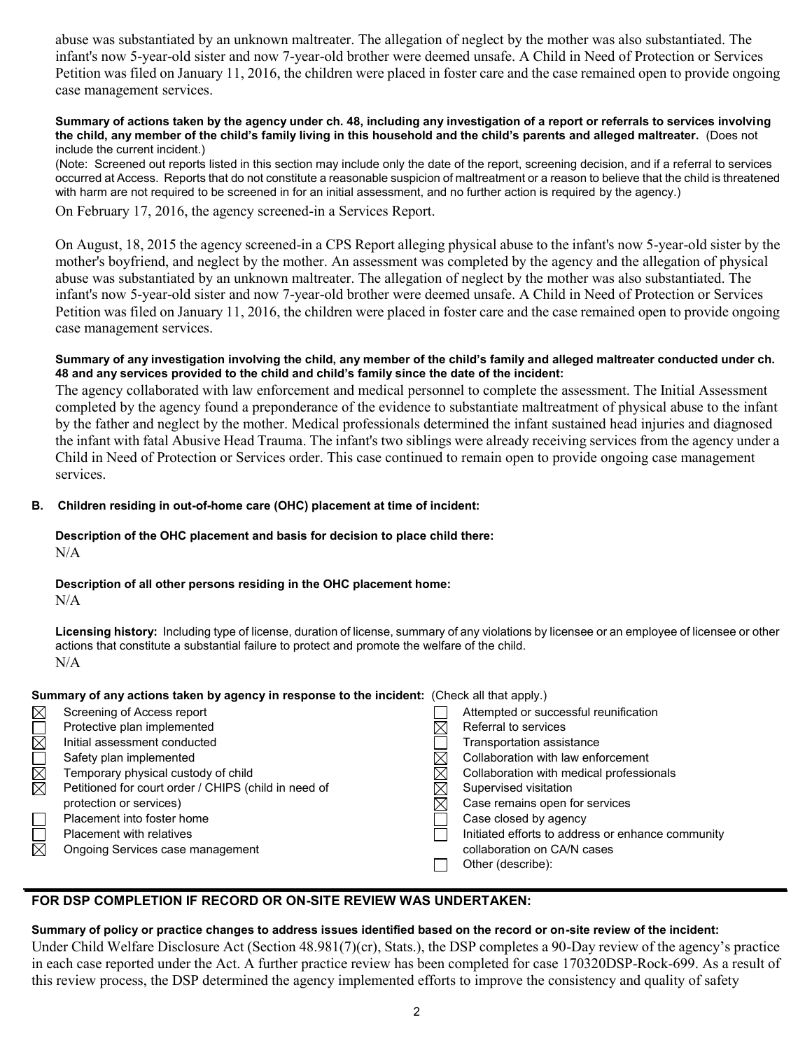abuse was substantiated by an unknown maltreater. The allegation of neglect by the mother was also substantiated. The infant's now 5-year-old sister and now 7-year-old brother were deemed unsafe. A Child in Need of Protection or Services Petition was filed on January 11, 2016, the children were placed in foster care and the case remained open to provide ongoing case management services.

**Summary of actions taken by the agency under ch. 48, including any investigation of a report or referrals to services involving the child, any member of the child's family living in this household and the child's parents and alleged maltreater.** (Does not include the current incident.)

(Note: Screened out reports listed in this section may include only the date of the report, screening decision, and if a referral to services occurred at Access. Reports that do not constitute a reasonable suspicion of maltreatment or a reason to believe that the child is threatened with harm are not required to be screened in for an initial assessment, and no further action is required by the agency.)

On February 17, 2016, the agency screened-in a Services Report.

On August, 18, 2015 the agency screened-in a CPS Report alleging physical abuse to the infant's now 5-year-old sister by the mother's boyfriend, and neglect by the mother. An assessment was completed by the agency and the allegation of physical abuse was substantiated by an unknown maltreater. The allegation of neglect by the mother was also substantiated. The infant's now 5-year-old sister and now 7-year-old brother were deemed unsafe. A Child in Need of Protection or Services Petition was filed on January 11, 2016, the children were placed in foster care and the case remained open to provide ongoing case management services.

**Summary of any investigation involving the child, any member of the child's family and alleged maltreater conducted under ch. 48 and any services provided to the child and child's family since the date of the incident:**

The agency collaborated with law enforcement and medical personnel to complete the assessment. The Initial Assessment completed by the agency found a preponderance of the evidence to substantiate maltreatment of physical abuse to the infant by the father and neglect by the mother. Medical professionals determined the infant sustained head injuries and diagnosed the infant with fatal Abusive Head Trauma. The infant's two siblings were already receiving services from the agency under a Child in Need of Protection or Services order. This case continued to remain open to provide ongoing case management services.

**B. Children residing in out-of-home care (OHC) placement at time of incident:**

**Description of the OHC placement and basis for decision to place child there:**

N/A

**Description of all other persons residing in the OHC placement home:**

N/A

**Licensing history:** Including type of license, duration of license, summary of any violations by licensee or an employee of licensee or other actions that constitute a substantial failure to protect and promote the welfare of the child.

N/A

**Summary of any actions taken by agency in response to the incident:** (Check all that apply.)

| | | | |
|---|---|---|---|
| ☒ | Screening of Access report | ☐ | Attempted or successful reunification |
| ☐ | Protective plan implemented | ☒ | Referral to services |
| ☒ | Initial assessment conducted | ☐ | Transportation assistance |
| ☐ | Safety plan implemented | ☒ | Collaboration with law enforcement |
| ☒ | Temporary physical custody of child | ☒ | Collaboration with medical professionals |
| ☒ | Petitioned for court order / CHIPS (child in need of protection or services) | ☒ | Supervised visitation |
| | | ☒ | Case remains open for services |
| ☐ | Placement into foster home | ☐ | Case closed by agency |
| ☐ | Placement with relatives | ☐ | Initiated efforts to address or enhance community collaboration on CA/N cases |
| ☒ | Ongoing Services case management | ☐ | Other (describe): |

## FOR DSP COMPLETION IF RECORD OR ON-SITE REVIEW WAS UNDERTAKEN:

**Summary of policy or practice changes to address issues identified based on the record or on-site review of the incident:**

Under Child Welfare Disclosure Act (Section 48.981(7)(cr), Stats.), the DSP completes a 90-Day review of the agency's practice in each case reported under the Act. A further practice review has been completed for case 170320DSP-Rock-699. As a result of this review process, the DSP determined the agency implemented efforts to improve the consistency and quality of safety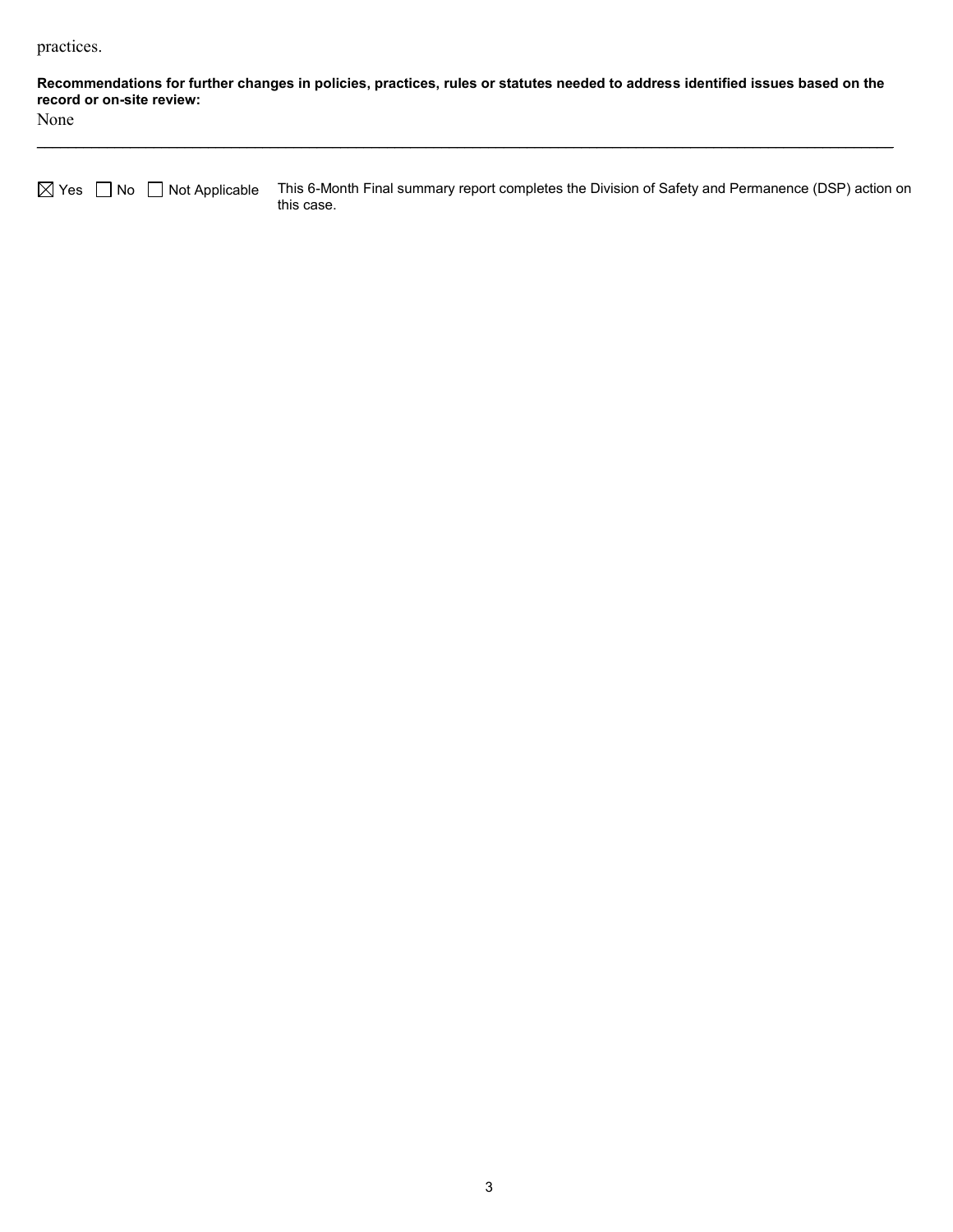practices.

**Recommendations for further changes in policies, practices, rules or statutes needed to address identified issues based on the record or on-site review:**

None

---

☒ Yes ☐ No ☐ Not Applicable This 6-Month Final summary report completes the Division of Safety and Permanence (DSP) action on this case.